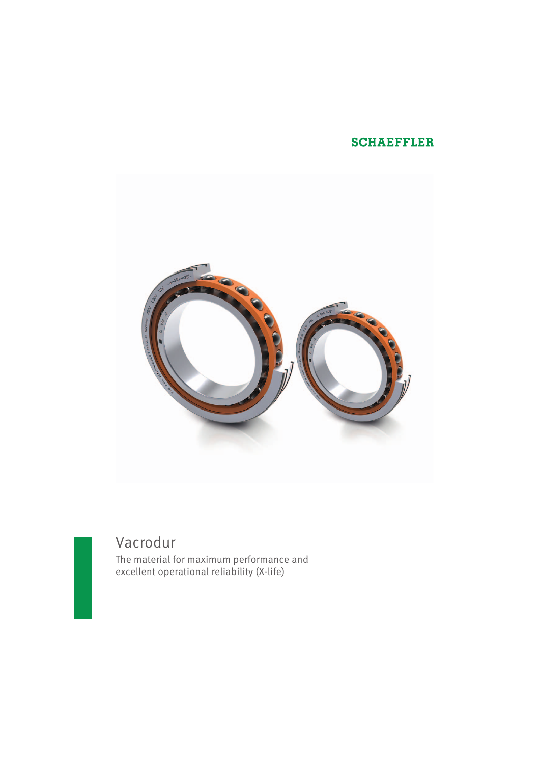SCHAEFFLER

# Vacrodur

The material for maximum performance and excellent operational reliability (X-life)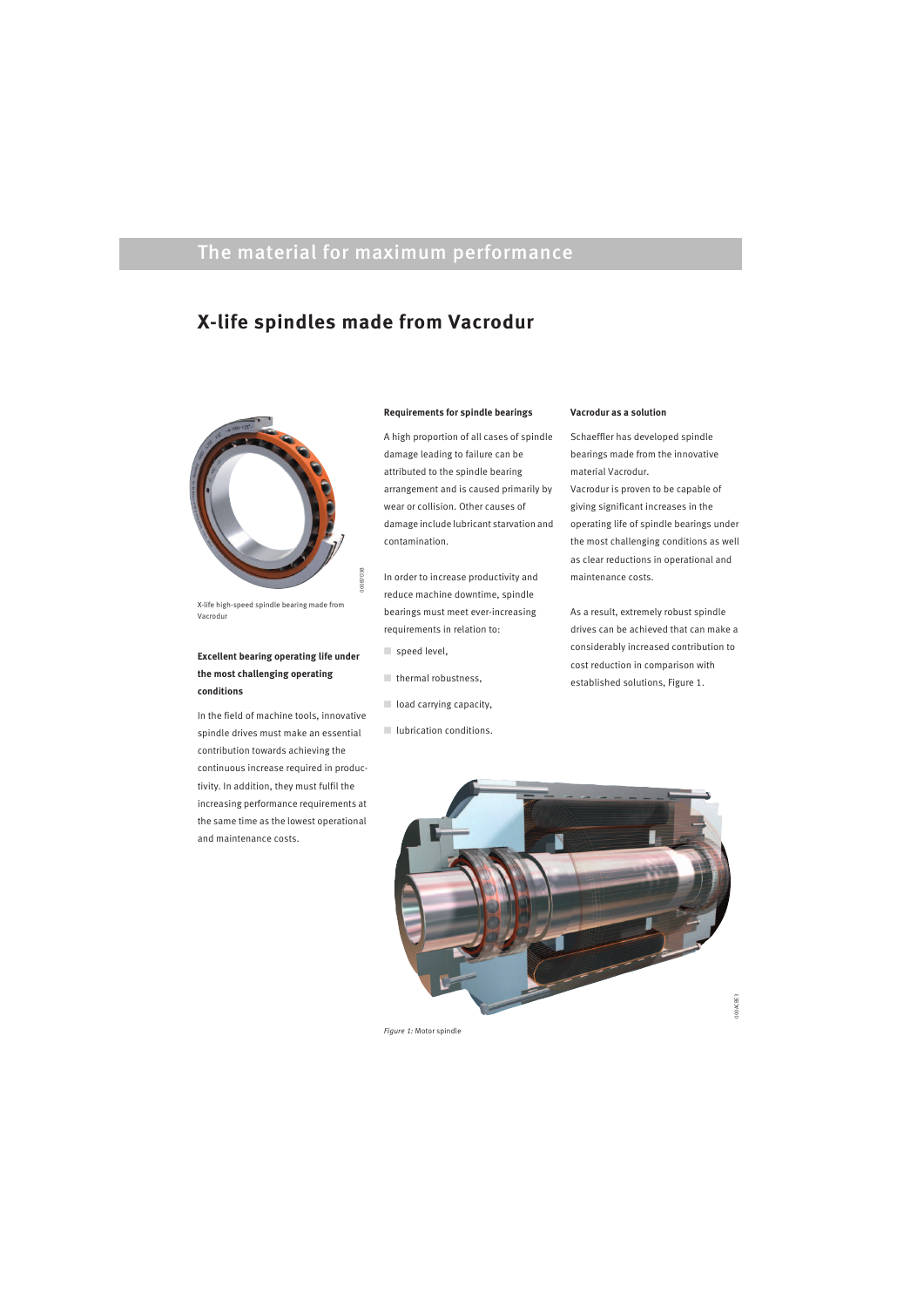## The material for maximum performance

# X-life spindles made from Vacrodur

X-life high-speed spindle bearing made from Vacrodur

### Excellent bearing operating life under the most challenging operating conditions

In the field of machine tools, innovative spindle drives must make an essential contribution towards achieving the continuous increase required in productivity. In addition, they must fulfil the increasing performance requirements at the same time as the lowest operational and maintenance costs.

### Requirements for spindle bearings

A high proportion of all cases of spindle damage leading to failure can be attributed to the spindle bearing arrangement and is caused primarily by wear or collision. Other causes of damage include lubricant starvation and contamination.

In order to increase productivity and reduce machine downtime, spindle bearings must meet ever-increasing requirements in relation to:

- speed level,
- thermal robustness,
- load carrying capacity,
- lubrication conditions.

### Vacrodur as a solution

Schaeffler has developed spindle bearings made from the innovative material Vacrodur.
Vacrodur is proven to be capable of giving significant increases in the operating life of spindle bearings under the most challenging conditions as well as clear reductions in operational and maintenance costs.

As a result, extremely robust spindle drives can be achieved that can make a considerably increased contribution to cost reduction in comparison with established solutions, Figure 1.

*Figure 1:* Motor spindle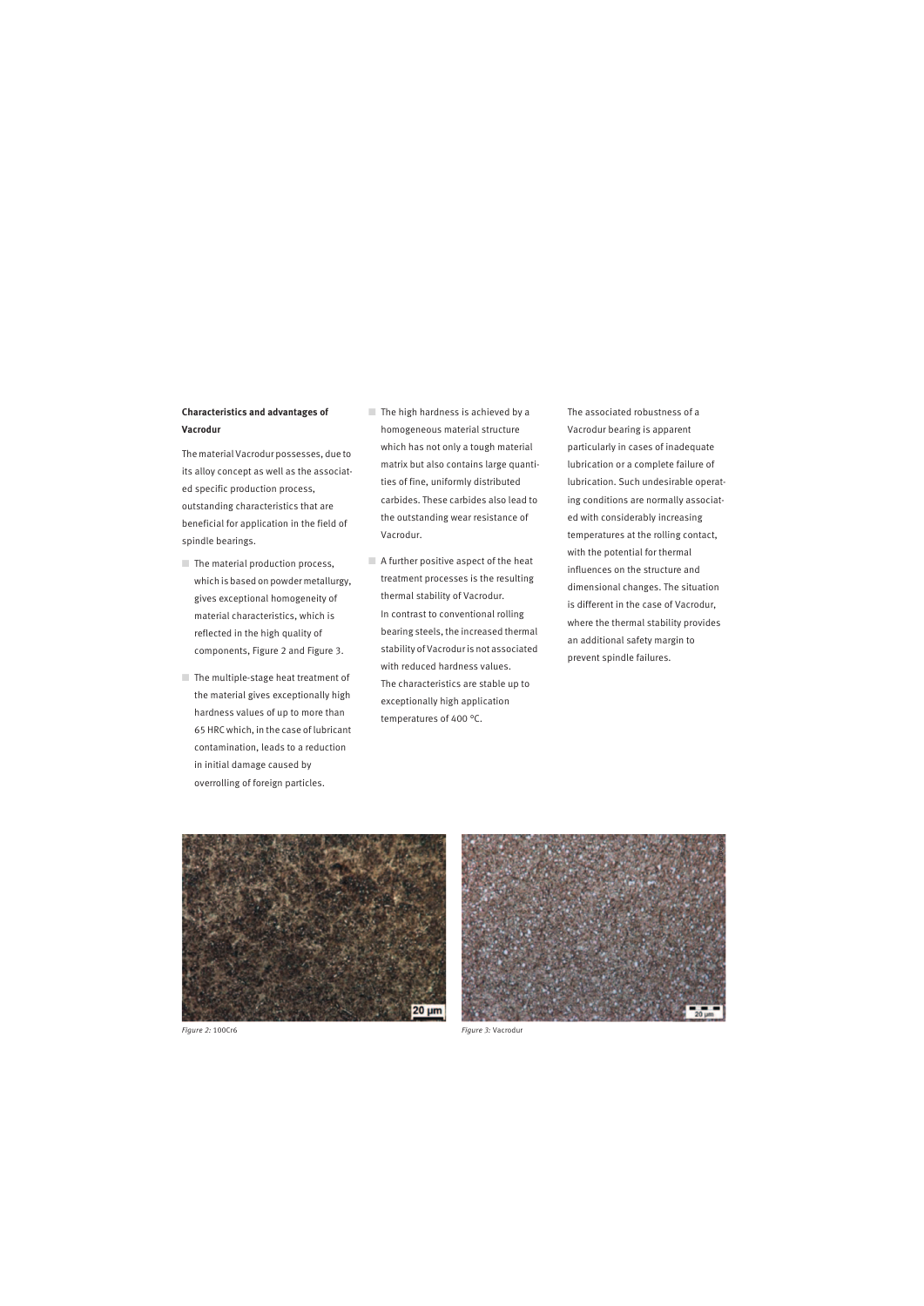**Characteristics and advantages of Vacrodur**

The material Vacrodur possesses, due to its alloy concept as well as the associated specific production process, outstanding characteristics that are beneficial for application in the field of spindle bearings.

- The material production process, which is based on powder metallurgy, gives exceptional homogeneity of material characteristics, which is reflected in the high quality of components, Figure 2 and Figure 3.
- The multiple-stage heat treatment of the material gives exceptionally high hardness values of up to more than 65 HRC which, in the case of lubricant contamination, leads to a reduction in initial damage caused by overrolling of foreign particles.
- The high hardness is achieved by a homogeneous material structure which has not only a tough material matrix but also contains large quantities of fine, uniformly distributed carbides. These carbides also lead to the outstanding wear resistance of Vacrodur.
- A further positive aspect of the heat treatment processes is the resulting thermal stability of Vacrodur. In contrast to conventional rolling bearing steels, the increased thermal stability of Vacrodur is not associated with reduced hardness values. The characteristics are stable up to exceptionally high application temperatures of 400 °C.

The associated robustness of a Vacrodur bearing is apparent particularly in cases of inadequate lubrication or a complete failure of lubrication. Such undesirable operating conditions are normally associated with considerably increasing temperatures at the rolling contact, with the potential for thermal influences on the structure and dimensional changes. The situation is different in the case of Vacrodur, where the thermal stability provides an additional safety margin to prevent spindle failures.

*Figure 2:* 100Cr6

*Figure 3:* Vacrodur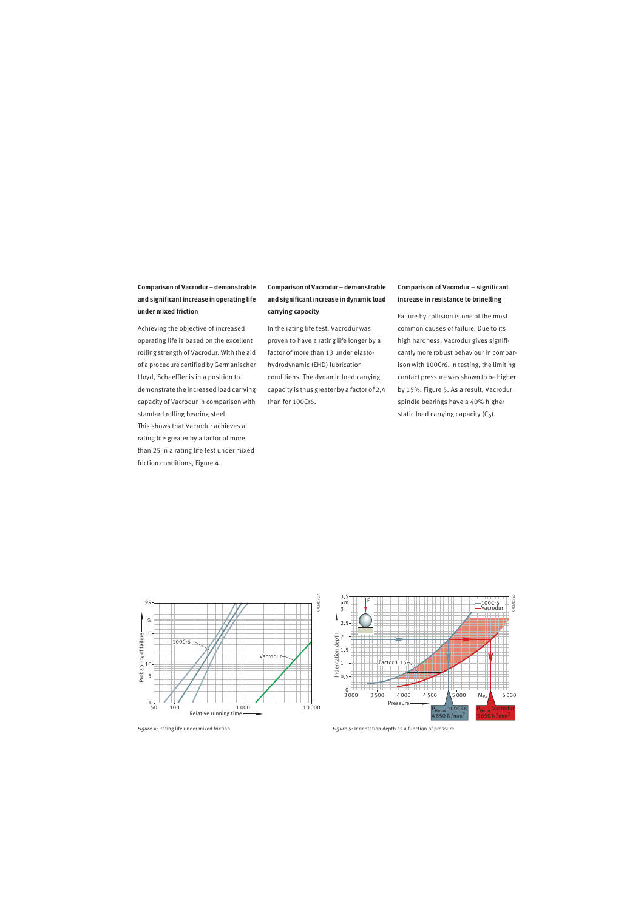### Comparison of Vacrodur – demonstrable and significant increase in operating life under mixed friction

Achieving the objective of increased operating life is based on the excellent rolling strength of Vacrodur. With the aid of a procedure certified by Germanischer Lloyd, Schaeffler is in a position to demonstrate the increased load carrying capacity of Vacrodur in comparison with standard rolling bearing steel.
This shows that Vacrodur achieves a rating life greater by a factor of more than 25 in a rating life test under mixed friction conditions, Figure 4.

### Comparison of Vacrodur – demonstrable and significant increase in dynamic load carrying capacity

In the rating life test, Vacrodur was proven to have a rating life longer by a factor of more than 13 under elastohydrodynamic (EHD) lubrication conditions. The dynamic load carrying capacity is thus greater by a factor of 2,4 than for 100Cr6.

### Comparison of Vacrodur – significant increase in resistance to brinelling

Failure by collision is one of the most common causes of failure. Due to its high hardness, Vacrodur gives significantly more robust behaviour in comparison with 100Cr6. In testing, the limiting contact pressure was shown to be higher by 15%, Figure 5. As a result, Vacrodur spindle bearings have a 40% higher static load carrying capacity ($C_0$).

*Figure 4:* Rating life under mixed friction

*Figure 5:* Indentation depth as a function of pressure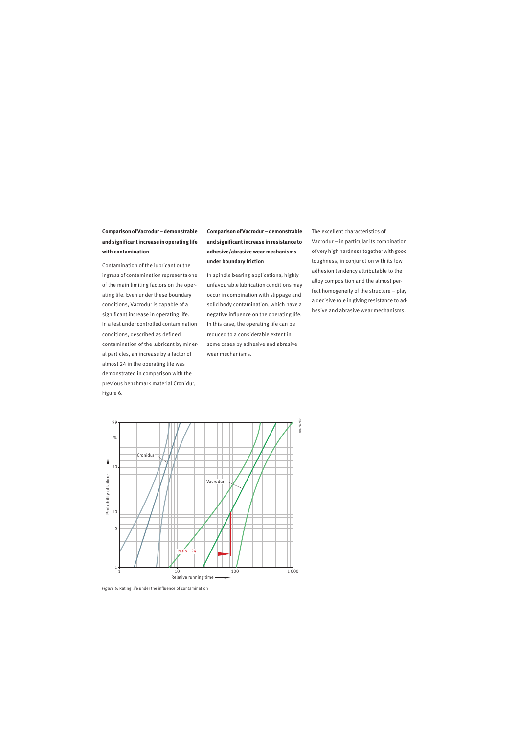## Comparison of Vacrodur – demonstrable and significant increase in operating life with contamination

Contamination of the lubricant or the ingress of contamination represents one of the main limiting factors on the operating life. Even under these boundary conditions, Vacrodur is capable of a significant increase in operating life. In a test under controlled contamination conditions, described as defined contamination of the lubricant by mineral particles, an increase by a factor of almost 24 in the operating life was demonstrated in comparison with the previous benchmark material Cronidur, Figure 6.

## Comparison of Vacrodur – demonstrable and significant increase in resistance to adhesive/abrasive wear mechanisms under boundary friction

In spindle bearing applications, highly unfavourable lubrication conditions may occur in combination with slippage and solid body contamination, which have a negative influence on the operating life. In this case, the operating life can be reduced to a considerable extent in some cases by adhesive and abrasive wear mechanisms.

The excellent characteristics of Vacrodur – in particular its combination of very high hardness together with good toughness, in conjunction with its low adhesion tendency attributable to the alloy composition and the almost perfect homogeneity of the structure – play a decisive role in giving resistance to adhesive and abrasive wear mechanisms.

*Figure 6:* Rating life under the influence of contamination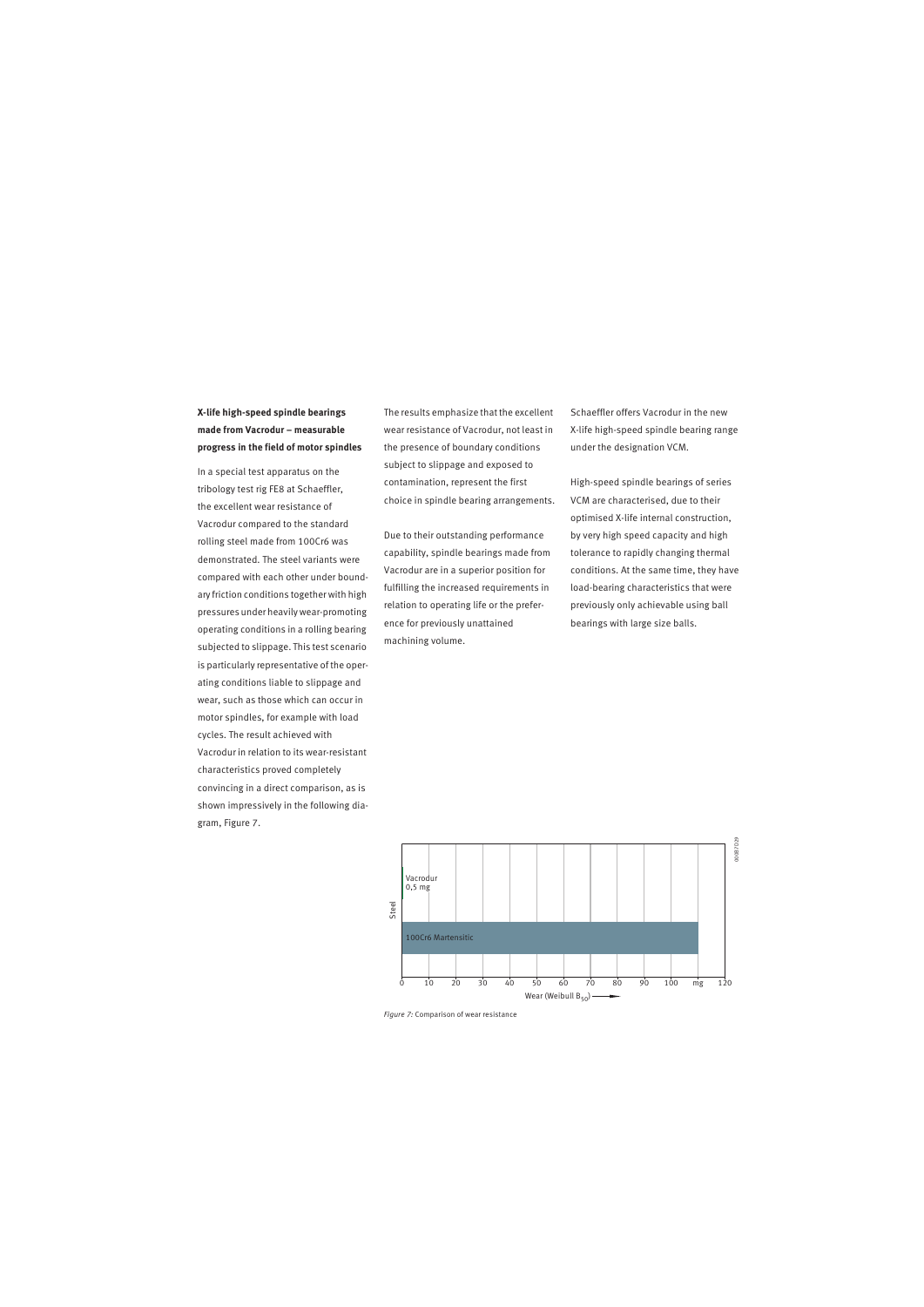**X-life high-speed spindle bearings made from Vacrodur – measurable progress in the field of motor spindles**

In a special test apparatus on the tribology test rig FE8 at Schaeffler, the excellent wear resistance of Vacrodur compared to the standard rolling steel made from 100Cr6 was demonstrated. The steel variants were compared with each other under boundary friction conditions together with high pressures under heavily wear-promoting operating conditions in a rolling bearing subjected to slippage. This test scenario is particularly representative of the operating conditions liable to slippage and wear, such as those which can occur in motor spindles, for example with load cycles. The result achieved with Vacrodur in relation to its wear-resistant characteristics proved completely convincing in a direct comparison, as is shown impressively in the following diagram, Figure 7.

The results emphasize that the excellent wear resistance of Vacrodur, not least in the presence of boundary conditions subject to slippage and exposed to contamination, represent the first choice in spindle bearing arrangements.

Due to their outstanding performance capability, spindle bearings made from Vacrodur are in a superior position for fulfilling the increased requirements in relation to operating life or the preference for previously unattained machining volume.

Schaeffler offers Vacrodur in the new X-life high-speed spindle bearing range under the designation VCM.

High-speed spindle bearings of series VCM are characterised, due to their optimised X-life internal construction, by very high speed capacity and high tolerance to rapidly changing thermal conditions. At the same time, they have load-bearing characteristics that were previously only achievable using ball bearings with large size balls.

*Figure 7:* Comparison of wear resistance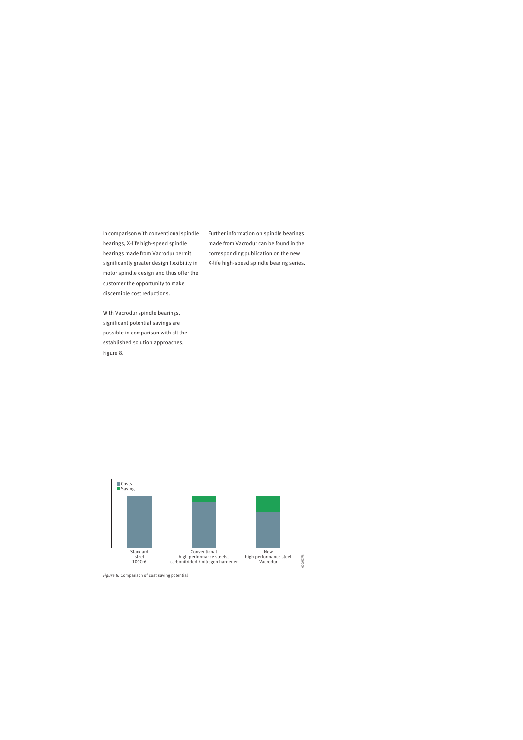In comparison with conventional spindle bearings, X-life high-speed spindle bearings made from Vacrodur permit significantly greater design flexibility in motor spindle design and thus offer the customer the opportunity to make discernible cost reductions.

With Vacrodur spindle bearings, significant potential savings are possible in comparison with all the established solution approaches, Figure 8.

Further information on spindle bearings made from Vacrodur can be found in the corresponding publication on the new X-life high-speed spindle bearing series.

*Figure 8:* Comparison of cost saving potential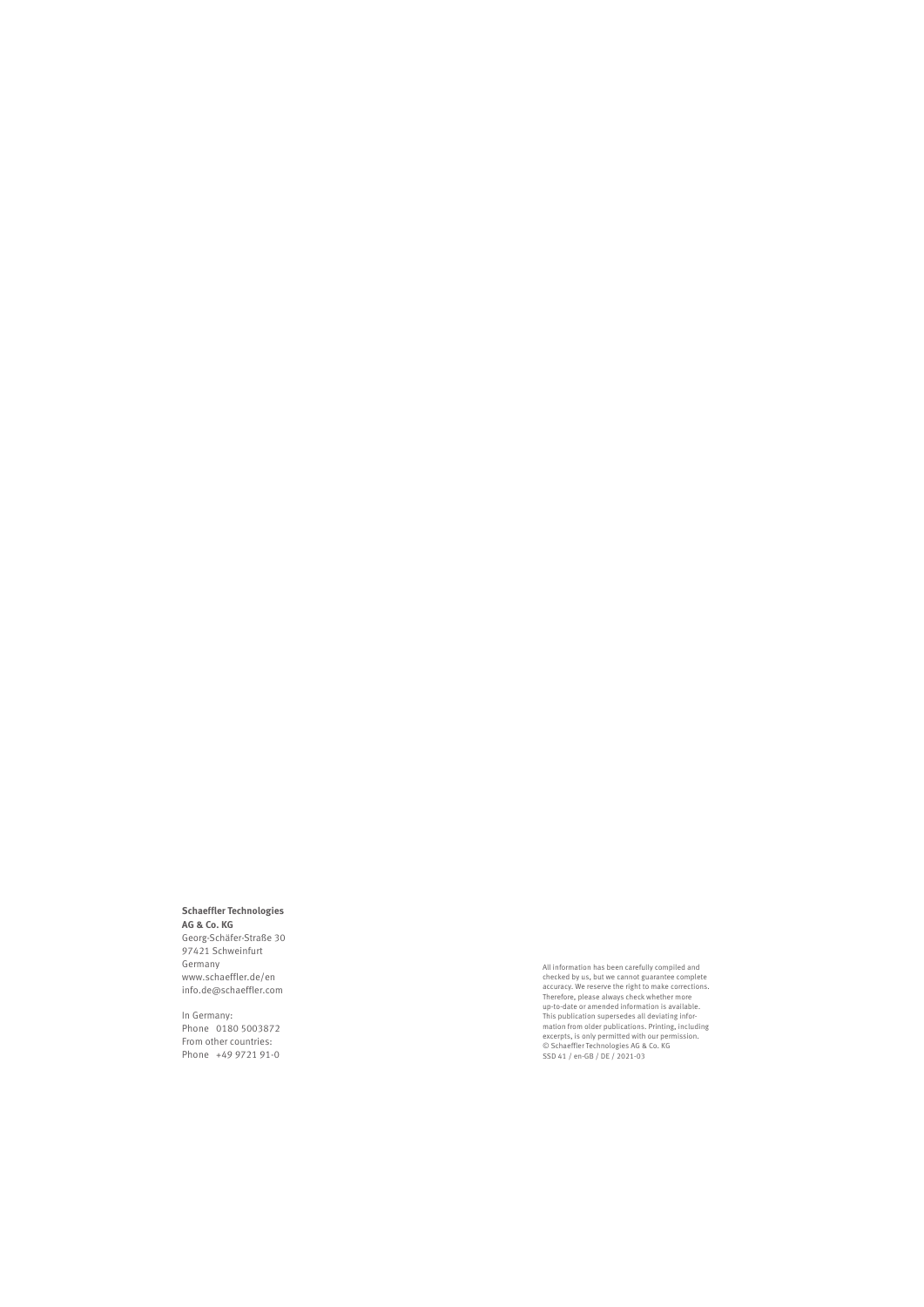**Schaeffler Technologies AG & Co. KG**
Georg-Schäfer-Straße 30
97421 Schweinfurt
Germany
www.schaeffler.de/en
info.de@schaeffler.com

In Germany:
Phone 0180 5003872
From other countries:
Phone +49 9721 91-0

All information has been carefully compiled and checked by us, but we cannot guarantee complete accuracy. We reserve the right to make corrections. Therefore, please always check whether more up-to-date or amended information is available. This publication supersedes all deviating information from older publications. Printing, including excerpts, is only permitted with our permission.
© Schaeffler Technologies AG & Co. KG
SSD 41 / en-GB / DE / 2021-03